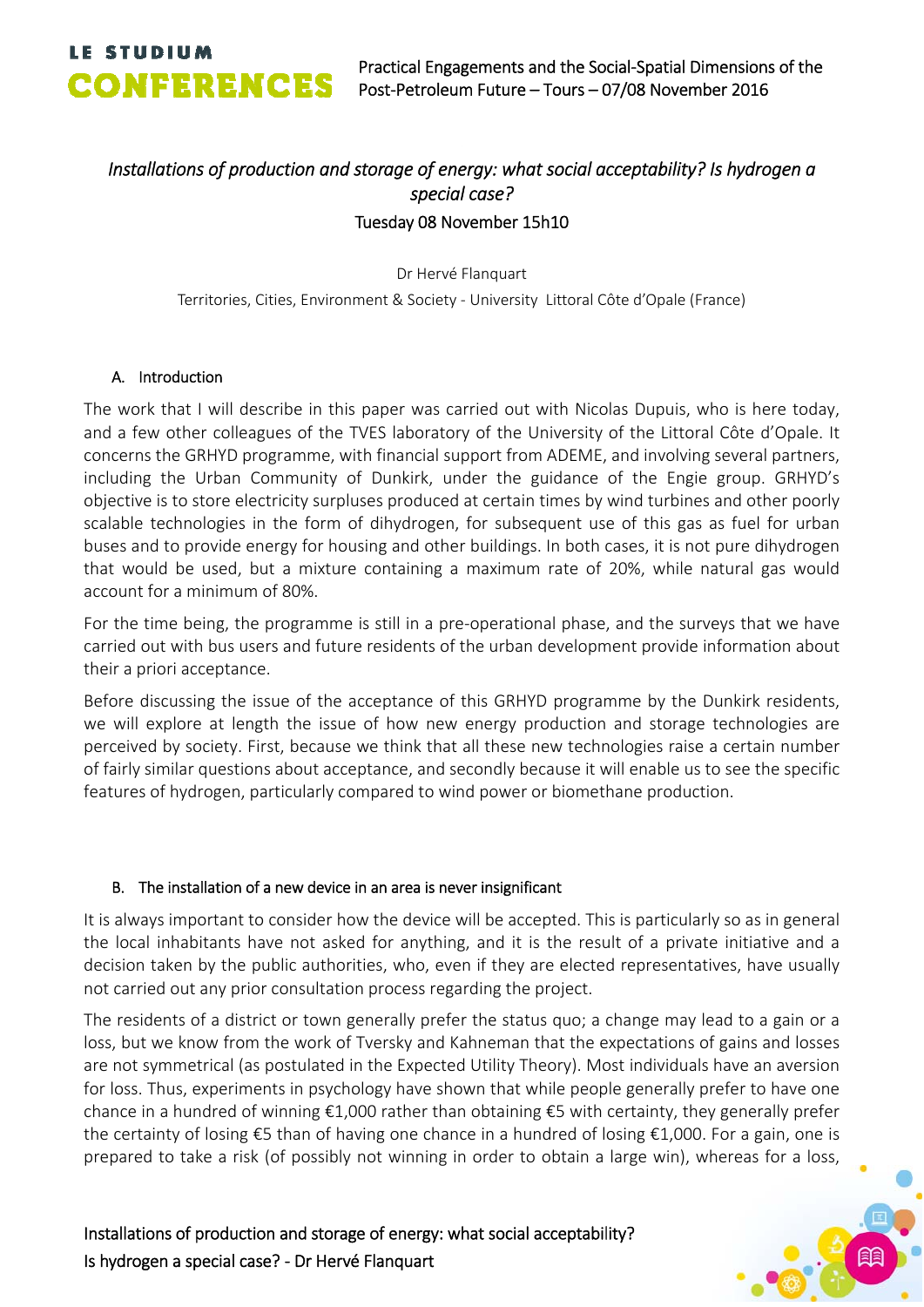# Installations of production and storage of energy: what social acceptability? Is hydrogen a special case?

Tuesday 08 November 15h10

Dr Hervé Flanquart

Territories, Cities, Environment & Society - University Littoral Côte d'Opale (France)

## A. Introduction

The work that I will describe in this paper was carried out with Nicolas Dupuis, who is here today, and a few other colleagues of the TVES laboratory of the University of the Littoral Côte d'Opale. It concerns the GRHYD programme, with financial support from ADEME, and involving several partners, including the Urban Community of Dunkirk, under the guidance of the Engie group. GRHYD's objective is to store electricity surpluses produced at certain times by wind turbines and other poorly scalable technologies in the form of dihydrogen, for subsequent use of this gas as fuel for urban buses and to provide energy for housing and other buildings. In both cases, it is not pure dihydrogen that would be used, but a mixture containing a maximum rate of 20%, while natural gas would account for a minimum of 80%.

For the time being, the programme is still in a pre-operational phase, and the surveys that we have carried out with bus users and future residents of the urban development provide information about their a priori acceptance.

Before discussing the issue of the acceptance of this GRHYD programme by the Dunkirk residents, we will explore at length the issue of how new energy production and storage technologies are perceived by society. First, because we think that all these new technologies raise a certain number of fairly similar questions about acceptance, and secondly because it will enable us to see the specific features of hydrogen, particularly compared to wind power or biomethane production.

## B. The installation of a new device in an area is never insignificant

It is always important to consider how the device will be accepted. This is particularly so as in general the local inhabitants have not asked for anything, and it is the result of a private initiative and a decision taken by the public authorities, who, even if they are elected representatives, have usually not carried out any prior consultation process regarding the project.

The residents of a district or town generally prefer the status quo; a change may lead to a gain or a loss, but we know from the work of Tversky and Kahneman that the expectations of gains and losses are not symmetrical (as postulated in the Expected Utility Theory). Most individuals have an aversion for loss. Thus, experiments in psychology have shown that while people generally prefer to have one chance in a hundred of winning €1,000 rather than obtaining €5 with certainty, they generally prefer the certainty of losing €5 than of having one chance in a hundred of losing €1,000. For a gain, one is prepared to take a risk (of possibly not winning in order to obtain a large win), whereas for a loss,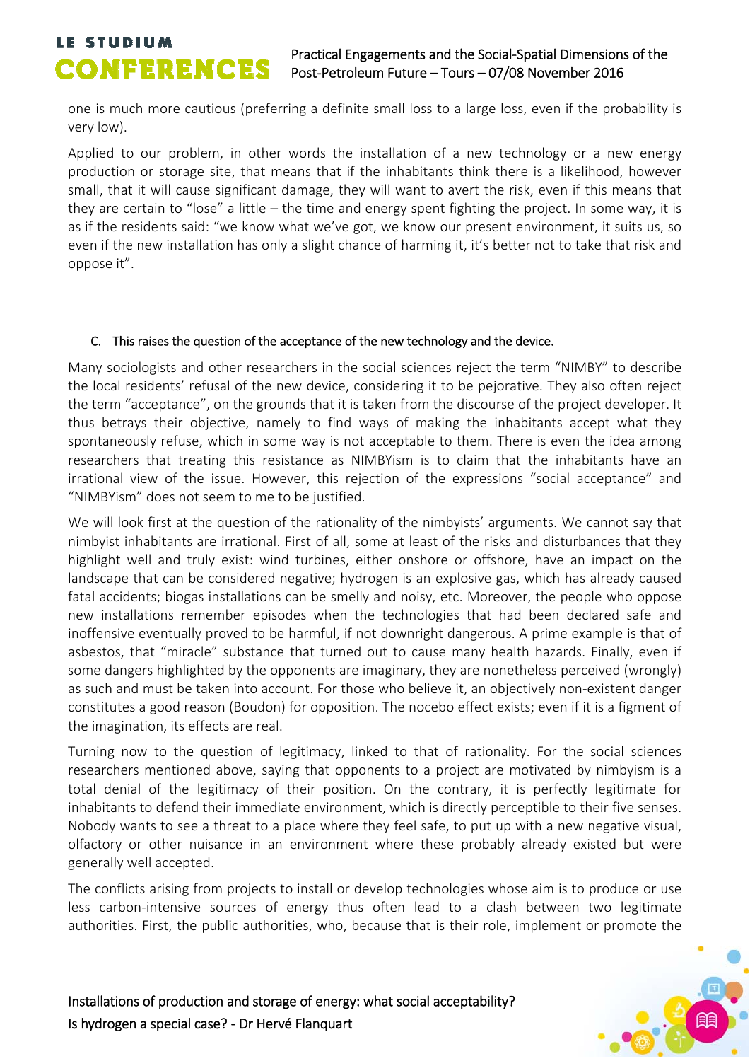one is much more cautious (preferring a definite small loss to a large loss, even if the probability is very low).

Applied to our problem, in other words the installation of a new technology or a new energy production or storage site, that means that if the inhabitants think there is a likelihood, however small, that it will cause significant damage, they will want to avert the risk, even if this means that they are certain to "lose" a little – the time and energy spent fighting the project. In some way, it is as if the residents said: "we know what we've got, we know our present environment, it suits us, so even if the new installation has only a slight chance of harming it, it's better not to take that risk and oppose it".

### C. This raises the question of the acceptance of the new technology and the device.

Many sociologists and other researchers in the social sciences reject the term "NIMBY" to describe the local residents' refusal of the new device, considering it to be pejorative. They also often reject the term "acceptance", on the grounds that it is taken from the discourse of the project developer. It thus betrays their objective, namely to find ways of making the inhabitants accept what they spontaneously refuse, which in some way is not acceptable to them. There is even the idea among researchers that treating this resistance as NIMBYism is to claim that the inhabitants have an irrational view of the issue. However, this rejection of the expressions "social acceptance" and "NIMBYism" does not seem to me to be justified.

We will look first at the question of the rationality of the nimbyists' arguments. We cannot say that nimbyist inhabitants are irrational. First of all, some at least of the risks and disturbances that they highlight well and truly exist: wind turbines, either onshore or offshore, have an impact on the landscape that can be considered negative; hydrogen is an explosive gas, which has already caused fatal accidents; biogas installations can be smelly and noisy, etc. Moreover, the people who oppose new installations remember episodes when the technologies that had been declared safe and inoffensive eventually proved to be harmful, if not downright dangerous. A prime example is that of asbestos, that "miracle" substance that turned out to cause many health hazards. Finally, even if some dangers highlighted by the opponents are imaginary, they are nonetheless perceived (wrongly) as such and must be taken into account. For those who believe it, an objectively non-existent danger constitutes a good reason (Boudon) for opposition. The nocebo effect exists; even if it is a figment of the imagination, its effects are real.

Turning now to the question of legitimacy, linked to that of rationality. For the social sciences researchers mentioned above, saying that opponents to a project are motivated by nimbyism is a total denial of the legitimacy of their position. On the contrary, it is perfectly legitimate for inhabitants to defend their immediate environment, which is directly perceptible to their five senses. Nobody wants to see a threat to a place where they feel safe, to put up with a new negative visual, olfactory or other nuisance in an environment where these probably already existed but were generally well accepted.

The conflicts arising from projects to install or develop technologies whose aim is to produce or use less carbon-intensive sources of energy thus often lead to a clash between two legitimate authorities. First, the public authorities, who, because that is their role, implement or promote the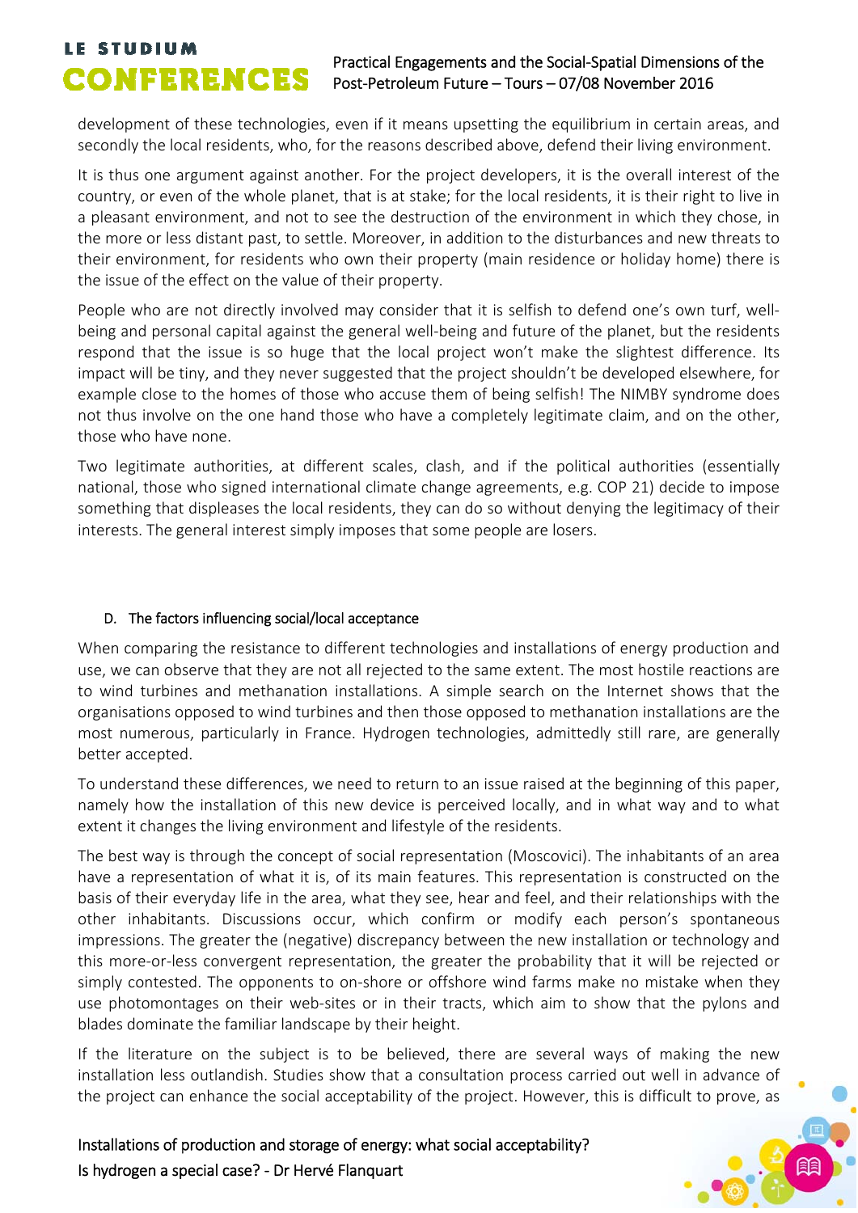development of these technologies, even if it means upsetting the equilibrium in certain areas, and secondly the local residents, who, for the reasons described above, defend their living environment.

It is thus one argument against another. For the project developers, it is the overall interest of the country, or even of the whole planet, that is at stake; for the local residents, it is their right to live in a pleasant environment, and not to see the destruction of the environment in which they chose, in the more or less distant past, to settle. Moreover, in addition to the disturbances and new threats to their environment, for residents who own their property (main residence or holiday home) there is the issue of the effect on the value of their property.

People who are not directly involved may consider that it is selfish to defend one's own turf, well-being and personal capital against the general well-being and future of the planet, but the residents respond that the issue is so huge that the local project won't make the slightest difference. Its impact will be tiny, and they never suggested that the project shouldn't be developed elsewhere, for example close to the homes of those who accuse them of being selfish! The NIMBY syndrome does not thus involve on the one hand those who have a completely legitimate claim, and on the other, those who have none.

Two legitimate authorities, at different scales, clash, and if the political authorities (essentially national, those who signed international climate change agreements, e.g. COP 21) decide to impose something that displeases the local residents, they can do so without denying the legitimacy of their interests. The general interest simply imposes that some people are losers.

## D. The factors influencing social/local acceptance

When comparing the resistance to different technologies and installations of energy production and use, we can observe that they are not all rejected to the same extent. The most hostile reactions are to wind turbines and methanation installations. A simple search on the Internet shows that the organisations opposed to wind turbines and then those opposed to methanation installations are the most numerous, particularly in France. Hydrogen technologies, admittedly still rare, are generally better accepted.

To understand these differences, we need to return to an issue raised at the beginning of this paper, namely how the installation of this new device is perceived locally, and in what way and to what extent it changes the living environment and lifestyle of the residents.

The best way is through the concept of social representation (Moscovici). The inhabitants of an area have a representation of what it is, of its main features. This representation is constructed on the basis of their everyday life in the area, what they see, hear and feel, and their relationships with the other inhabitants. Discussions occur, which confirm or modify each person's spontaneous impressions. The greater the (negative) discrepancy between the new installation or technology and this more-or-less convergent representation, the greater the probability that it will be rejected or simply contested. The opponents to on-shore or offshore wind farms make no mistake when they use photomontages on their web-sites or in their tracts, which aim to show that the pylons and blades dominate the familiar landscape by their height.

If the literature on the subject is to be believed, there are several ways of making the new installation less outlandish. Studies show that a consultation process carried out well in advance of the project can enhance the social acceptability of the project. However, this is difficult to prove, as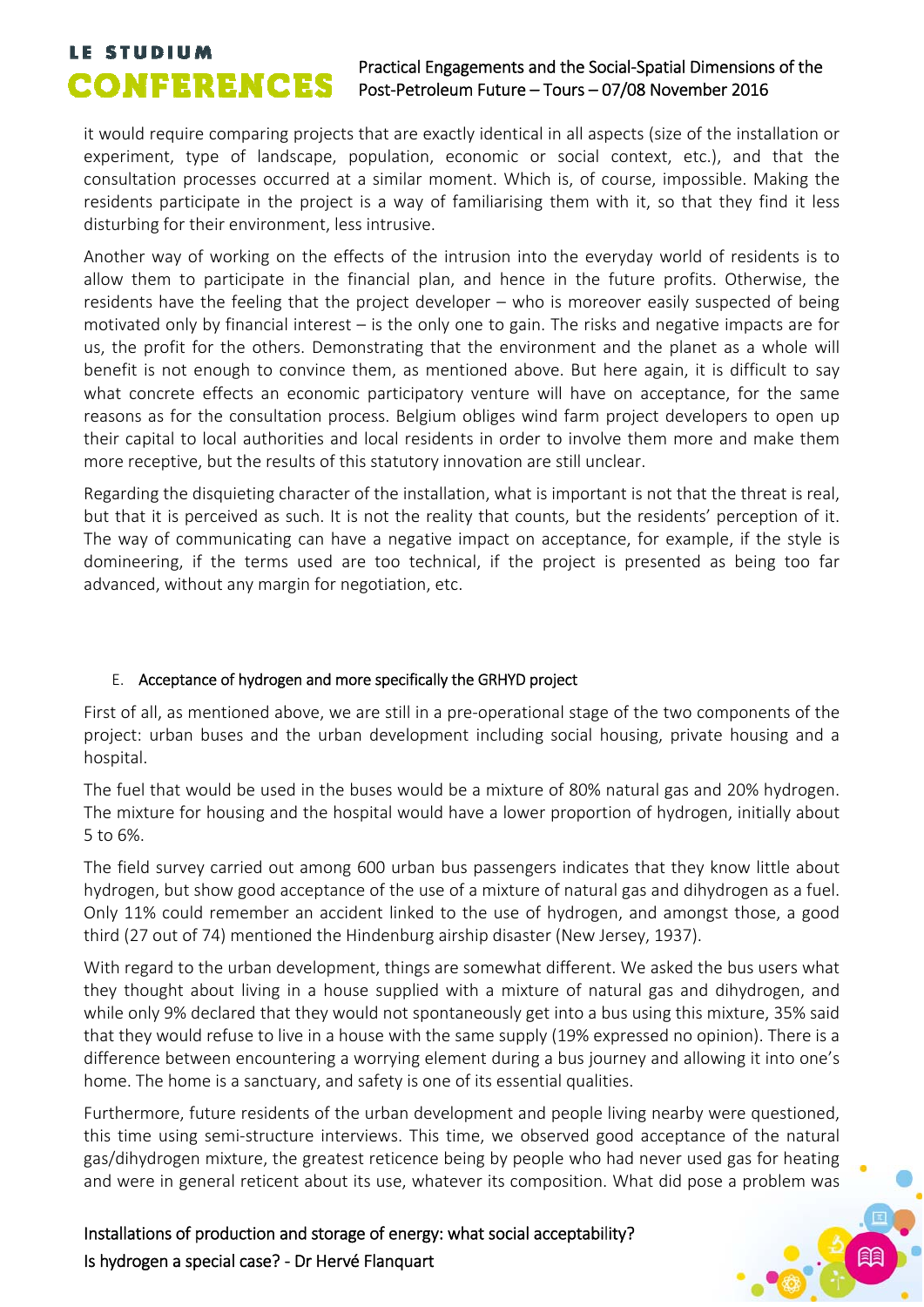it would require comparing projects that are exactly identical in all aspects (size of the installation or experiment, type of landscape, population, economic or social context, etc.), and that the consultation processes occurred at a similar moment. Which is, of course, impossible. Making the residents participate in the project is a way of familiarising them with it, so that they find it less disturbing for their environment, less intrusive.

Another way of working on the effects of the intrusion into the everyday world of residents is to allow them to participate in the financial plan, and hence in the future profits. Otherwise, the residents have the feeling that the project developer – who is moreover easily suspected of being motivated only by financial interest – is the only one to gain. The risks and negative impacts are for us, the profit for the others. Demonstrating that the environment and the planet as a whole will benefit is not enough to convince them, as mentioned above. But here again, it is difficult to say what concrete effects an economic participatory venture will have on acceptance, for the same reasons as for the consultation process. Belgium obliges wind farm project developers to open up their capital to local authorities and local residents in order to involve them more and make them more receptive, but the results of this statutory innovation are still unclear.

Regarding the disquieting character of the installation, what is important is not that the threat is real, but that it is perceived as such. It is not the reality that counts, but the residents' perception of it. The way of communicating can have a negative impact on acceptance, for example, if the style is domineering, if the terms used are too technical, if the project is presented as being too far advanced, without any margin for negotiation, etc.

### E. Acceptance of hydrogen and more specifically the GRHYD project

First of all, as mentioned above, we are still in a pre-operational stage of the two components of the project: urban buses and the urban development including social housing, private housing and a hospital.

The fuel that would be used in the buses would be a mixture of 80% natural gas and 20% hydrogen. The mixture for housing and the hospital would have a lower proportion of hydrogen, initially about 5 to 6%.

The field survey carried out among 600 urban bus passengers indicates that they know little about hydrogen, but show good acceptance of the use of a mixture of natural gas and dihydrogen as a fuel. Only 11% could remember an accident linked to the use of hydrogen, and amongst those, a good third (27 out of 74) mentioned the Hindenburg airship disaster (New Jersey, 1937).

With regard to the urban development, things are somewhat different. We asked the bus users what they thought about living in a house supplied with a mixture of natural gas and dihydrogen, and while only 9% declared that they would not spontaneously get into a bus using this mixture, 35% said that they would refuse to live in a house with the same supply (19% expressed no opinion). There is a difference between encountering a worrying element during a bus journey and allowing it into one's home. The home is a sanctuary, and safety is one of its essential qualities.

Furthermore, future residents of the urban development and people living nearby were questioned, this time using semi-structure interviews. This time, we observed good acceptance of the natural gas/dihydrogen mixture, the greatest reticence being by people who had never used gas for heating and were in general reticent about its use, whatever its composition. What did pose a problem was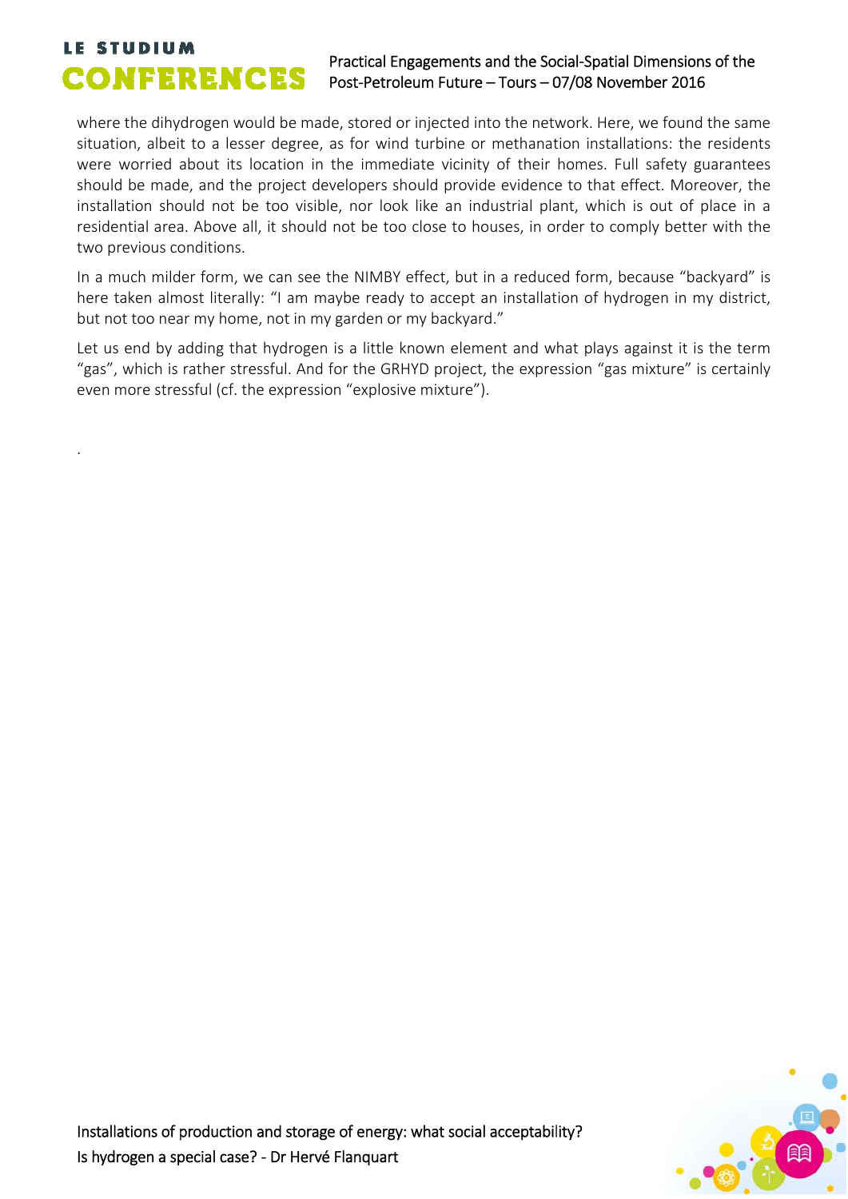where the dihydrogen would be made, stored or injected into the network. Here, we found the same situation, albeit to a lesser degree, as for wind turbine or methanation installations: the residents were worried about its location in the immediate vicinity of their homes. Full safety guarantees should be made, and the project developers should provide evidence to that effect. Moreover, the installation should not be too visible, nor look like an industrial plant, which is out of place in a residential area. Above all, it should not be too close to houses, in order to comply better with the two previous conditions.

In a much milder form, we can see the NIMBY effect, but in a reduced form, because "backyard" is here taken almost literally: "I am maybe ready to accept an installation of hydrogen in my district, but not too near my home, not in my garden or my backyard."

Let us end by adding that hydrogen is a little known element and what plays against it is the term "gas", which is rather stressful. And for the GRHYD project, the expression "gas mixture" is certainly even more stressful (cf. the expression "explosive mixture").

.